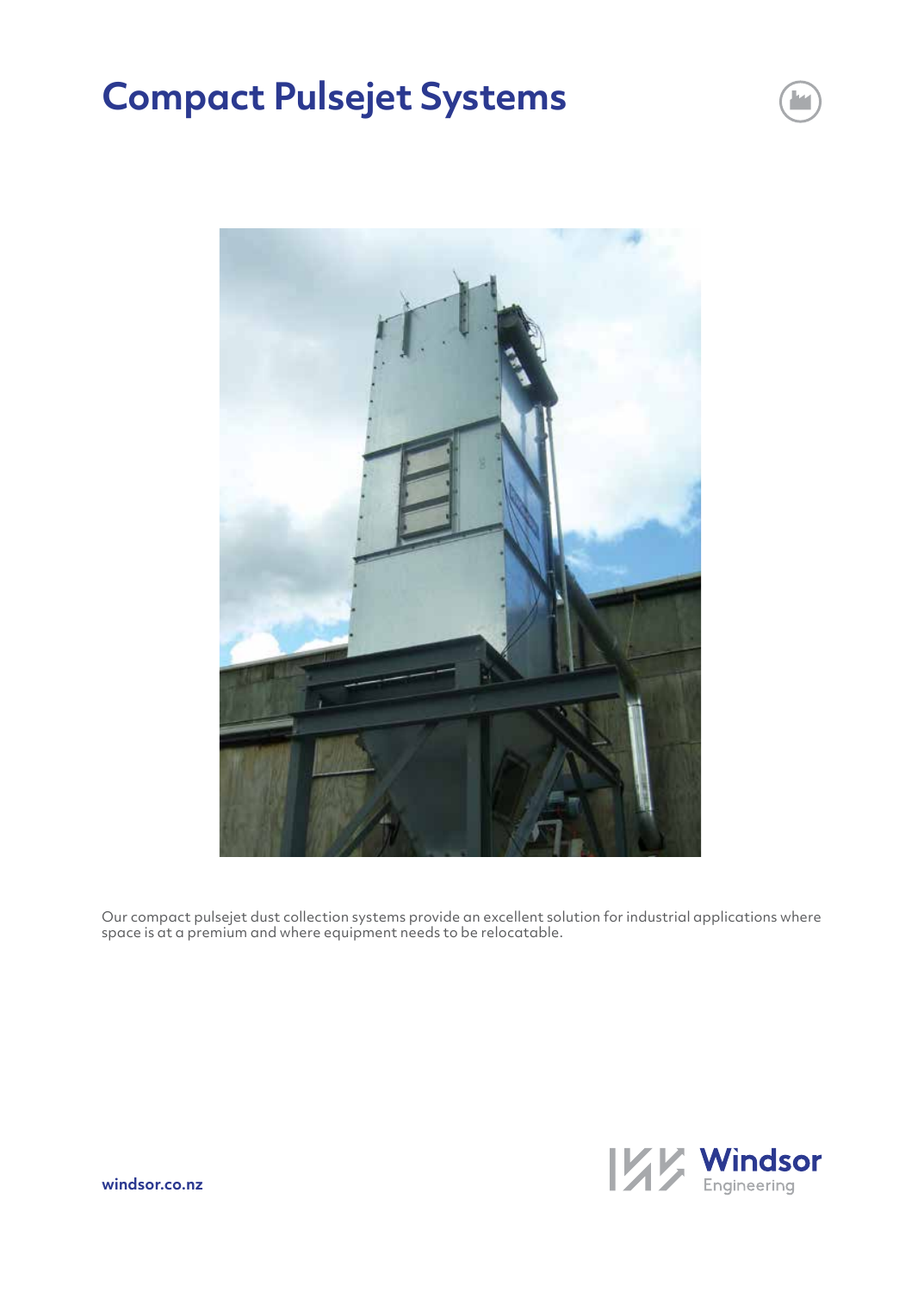# Compact Pulsejet Systems

Our compact pulsejet dust collection systems provide an excellent solution for industrial applications where space is at a premium and where equipment needs to be relocatable.

windsor.co.nz

Windsor Engineering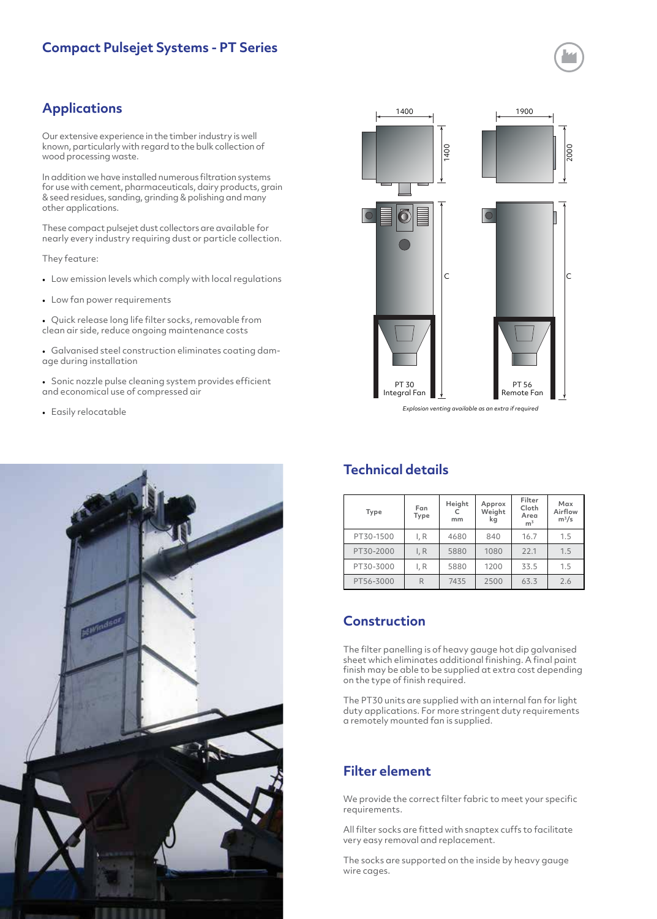## Compact Pulsejet Systems - PT Series

## Applications

Our extensive experience in the timber industry is well known, particularly with regard to the bulk collection of wood processing waste.

In addition we have installed numerous filtration systems for use with cement, pharmaceuticals, dairy products, grain & seed residues, sanding, grinding & polishing and many other applications.

These compact pulsejet dust collectors are available for nearly every industry requiring dust or particle collection.

They feature:

- Low emission levels which comply with local regulations
- Low fan power requirements
- Quick release long life filter socks, removable from clean air side, reduce ongoing maintenance costs
- Galvanised steel construction eliminates coating damage during installation
- Sonic nozzle pulse cleaning system provides efficient and economical use of compressed air
- Easily relocatable

*Explosion venting available as an extra if required*

## Technical details

| Type | Fan Type | Height C mm | Approx Weight kg | Filter Cloth Area $m^2$ | Max Airflow $m^3/s$ |
|---|---|---|---|---|---|
| PT30-1500 | I, R | 4680 | 840 | 16.7 | 1.5 |
| PT30-2000 | I, R | 5880 | 1080 | 22.1 | 1.5 |
| PT30-3000 | I, R | 5880 | 1200 | 33.5 | 1.5 |
| PT56-3000 | R | 7435 | 2500 | 63.3 | 2.6 |

## Construction

The filter panelling is of heavy gauge hot dip galvanised sheet which eliminates additional finishing. A final paint finish may be able to be supplied at extra cost depending on the type of finish required.

The PT30 units are supplied with an internal fan for light duty applications. For more stringent duty requirements a remotely mounted fan is supplied.

## Filter element

We provide the correct filter fabric to meet your specific requirements.

All filter socks are fitted with snaptex cuffs to facilitate very easy removal and replacement.

The socks are supported on the inside by heavy gauge wire cages.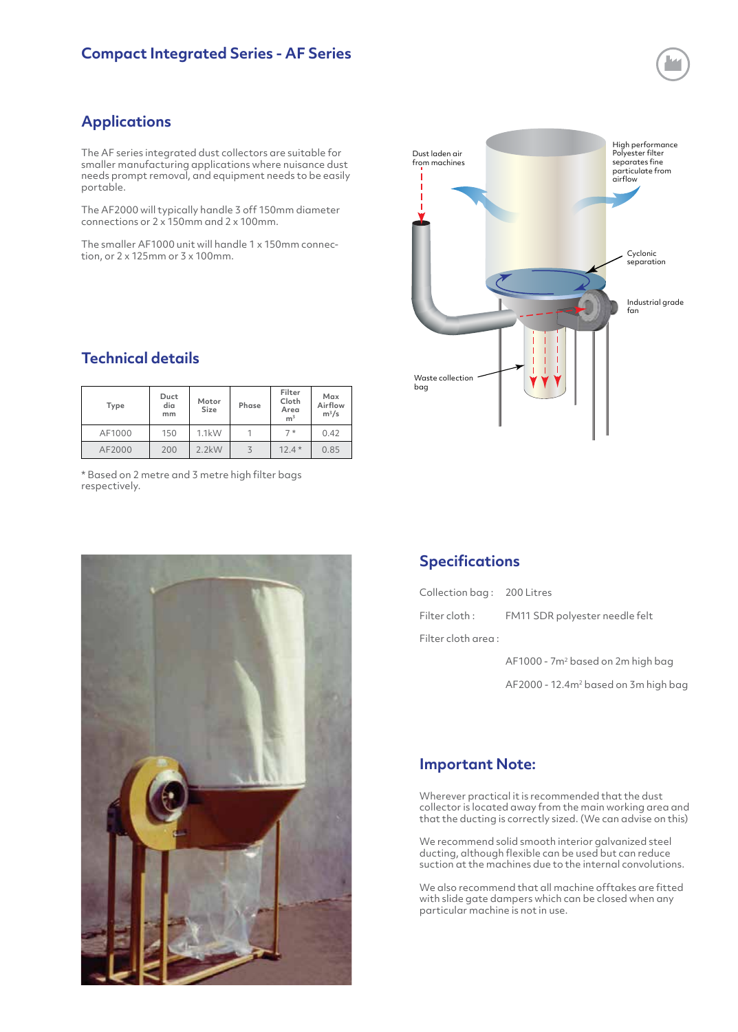## Compact Integrated Series - AF Series

## Applications

The AF series integrated dust collectors are suitable for smaller manufacturing applications where nuisance dust needs prompt removal, and equipment needs to be easily portable.

The AF2000 will typically handle 3 off 150mm diameter connections or 2 x 150mm and 2 x 100mm.

The smaller AF1000 unit will handle 1 x 150mm connection, or 2 x 125mm or 3 x 100mm.

Dust laden air from machines

High performance Polyester filter separates fine particulate from airflow

Cyclonic separation

Industrial grade fan

Waste collection bag

## Technical details

| Type | Duct dia mm | Motor Size | Phase | Filter Cloth Area $m^2$ | Max Airflow $m^3/s$ |
|---|---|---|---|---|---|
| AF1000 | 150 | 1.1kW | 1 | 7 * | 0.42 |
| AF2000 | 200 | 2.2kW | 3 | 12.4 * | 0.85 |

* Based on 2 metre and 3 metre high filter bags respectively.

## Specifications

Collection bag : 200 Litres

Filter cloth : FM11 SDR polyester needle felt

Filter cloth area :

AF1000 - 7m² based on 2m high bag

AF2000 - 12.4m² based on 3m high bag

## Important Note:

Wherever practical it is recommended that the dust collector is located away from the main working area and that the ducting is correctly sized. (We can advise on this)

We recommend solid smooth interior galvanized steel ducting, although flexible can be used but can reduce suction at the machines due to the internal convolutions.

We also recommend that all machine offtakes are fitted with slide gate dampers which can be closed when any particular machine is not in use.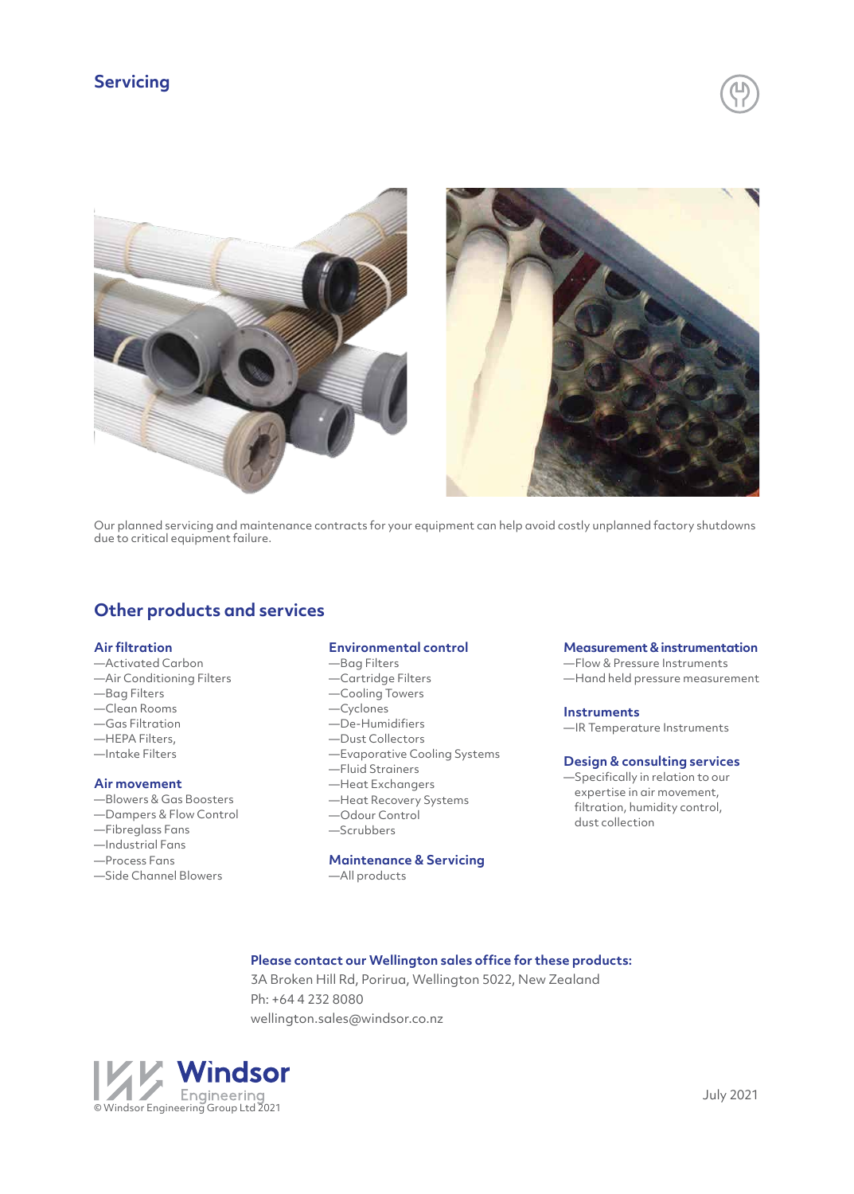## Servicing

Our planned servicing and maintenance contracts for your equipment can help avoid costly unplanned factory shutdowns due to critical equipment failure.

## Other products and services

### Air filtration
—Activated Carbon
—Air Conditioning Filters
—Bag Filters
—Clean Rooms
—Gas Filtration
—HEPA Filters,
—Intake Filters

### Air movement
—Blowers & Gas Boosters
—Dampers & Flow Control
—Fibreglass Fans
—Industrial Fans
—Process Fans
—Side Channel Blowers

### Environmental control
—Bag Filters
—Cartridge Filters
—Cooling Towers
—Cyclones
—De-Humidifiers
—Dust Collectors
—Evaporative Cooling Systems
—Fluid Strainers
—Heat Exchangers
—Heat Recovery Systems
—Odour Control
—Scrubbers

### Maintenance & Servicing
—All products

### Measurement & instrumentation
—Flow & Pressure Instruments
—Hand held pressure measurement

### Instruments
—IR Temperature Instruments

### Design & consulting services
—Specifically in relation to our expertise in air movement, filtration, humidity control, dust collection

**Please contact our Wellington sales office for these products:**
3A Broken Hill Rd, Porirua, Wellington 5022, New Zealand
Ph: +64 4 232 8080
wellington.sales@windsor.co.nz

Windsor Engineering
© Windsor Engineering Group Ltd 2021

July 2021